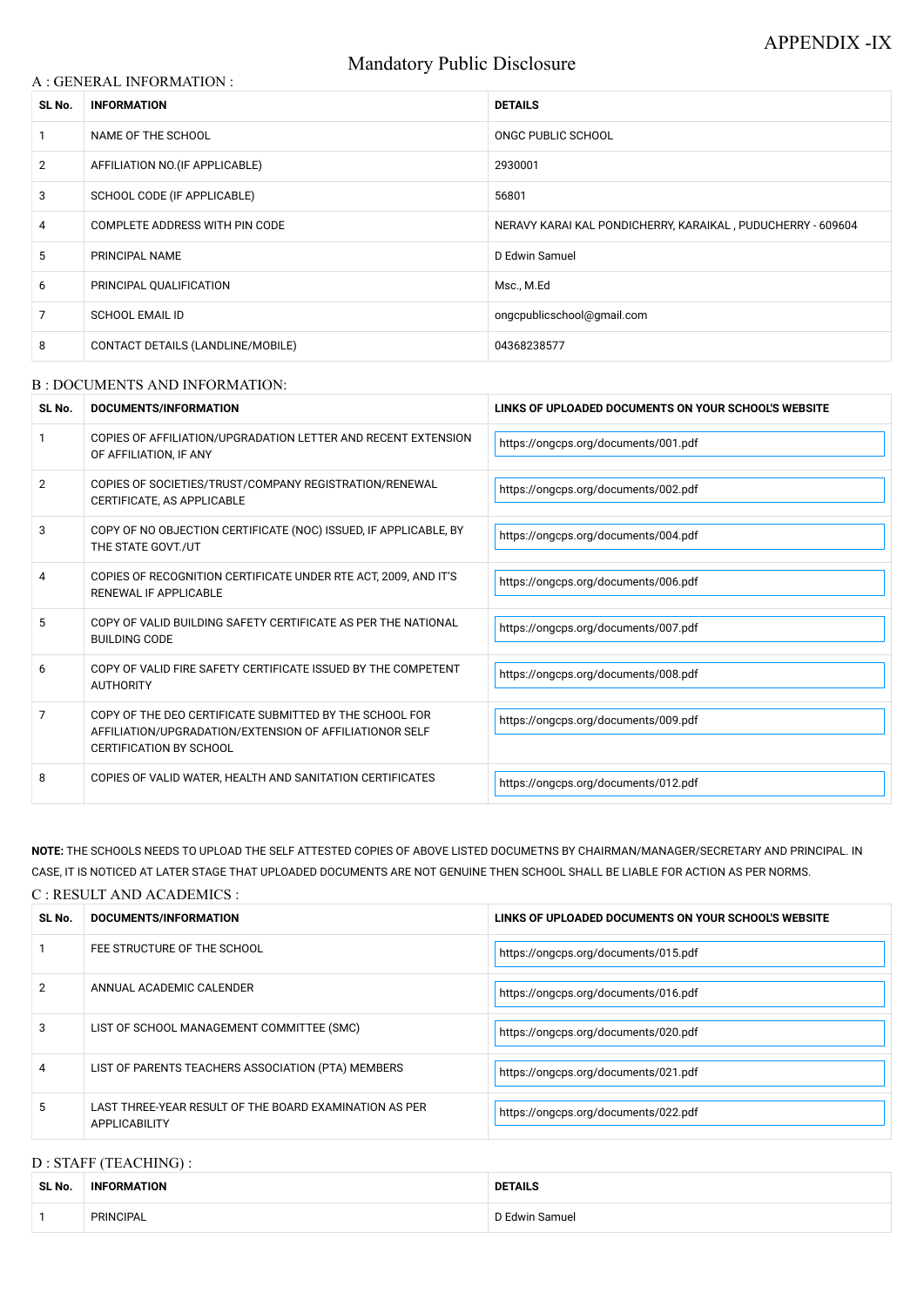APPENDIX -IX

# Mandatory Public Disclosure

## A : GENERAL INFORMATION :

| SL No. | INFORMATION | DETAILS |
| --- | --- | --- |
| 1 | NAME OF THE SCHOOL | ONGC PUBLIC SCHOOL |
| 2 | AFFILIATION NO.(IF APPLICABLE) | 2930001 |
| 3 | SCHOOL CODE (IF APPLICABLE) | 56801 |
| 4 | COMPLETE ADDRESS WITH PIN CODE | NERAVY KARAI KAL PONDICHERRY, KARAIKAL , PUDUCHERRY - 609604 |
| 5 | PRINCIPAL NAME | D Edwin Samuel |
| 6 | PRINCIPAL QUALIFICATION | Msc., M.Ed |
| 7 | SCHOOL EMAIL ID | ongcpublicschool@gmail.com |
| 8 | CONTACT DETAILS (LANDLINE/MOBILE) | 04368238577 |

## B : DOCUMENTS AND INFORMATION:

| SL No. | DOCUMENTS/INFORMATION | LINKS OF UPLOADED DOCUMENTS ON YOUR SCHOOL'S WEBSITE |
| --- | --- | --- |
| 1 | COPIES OF AFFILIATION/UPGRADATION LETTER AND RECENT EXTENSION OF AFFILIATION, IF ANY | https://ongcps.org/documents/001.pdf |
| 2 | COPIES OF SOCIETIES/TRUST/COMPANY REGISTRATION/RENEWAL CERTIFICATE, AS APPLICABLE | https://ongcps.org/documents/002.pdf |
| 3 | COPY OF NO OBJECTION CERTIFICATE (NOC) ISSUED, IF APPLICABLE, BY THE STATE GOVT./UT | https://ongcps.org/documents/004.pdf |
| 4 | COPIES OF RECOGNITION CERTIFICATE UNDER RTE ACT, 2009, AND IT'S RENEWAL IF APPLICABLE | https://ongcps.org/documents/006.pdf |
| 5 | COPY OF VALID BUILDING SAFETY CERTIFICATE AS PER THE NATIONAL BUILDING CODE | https://ongcps.org/documents/007.pdf |
| 6 | COPY OF VALID FIRE SAFETY CERTIFICATE ISSUED BY THE COMPETENT AUTHORITY | https://ongcps.org/documents/008.pdf |
| 7 | COPY OF THE DEO CERTIFICATE SUBMITTED BY THE SCHOOL FOR AFFILIATION/UPGRADATION/EXTENSION OF AFFILIATIONOR SELF CERTIFICATION BY SCHOOL | https://ongcps.org/documents/009.pdf |
| 8 | COPIES OF VALID WATER, HEALTH AND SANITATION CERTIFICATES | https://ongcps.org/documents/012.pdf |

**NOTE:** THE SCHOOLS NEEDS TO UPLOAD THE SELF ATTESTED COPIES OF ABOVE LISTED DOCUMETNS BY CHAIRMAN/MANAGER/SECRETARY AND PRINCIPAL. IN CASE, IT IS NOTICED AT LATER STAGE THAT UPLOADED DOCUMENTS ARE NOT GENUINE THEN SCHOOL SHALL BE LIABLE FOR ACTION AS PER NORMS.

## C : RESULT AND ACADEMICS :

| SL No. | DOCUMENTS/INFORMATION | LINKS OF UPLOADED DOCUMENTS ON YOUR SCHOOL'S WEBSITE |
| --- | --- | --- |
| 1 | FEE STRUCTURE OF THE SCHOOL | https://ongcps.org/documents/015.pdf |
| 2 | ANNUAL ACADEMIC CALENDER | https://ongcps.org/documents/016.pdf |
| 3 | LIST OF SCHOOL MANAGEMENT COMMITTEE (SMC) | https://ongcps.org/documents/020.pdf |
| 4 | LIST OF PARENTS TEACHERS ASSOCIATION (PTA) MEMBERS | https://ongcps.org/documents/021.pdf |
| 5 | LAST THREE-YEAR RESULT OF THE BOARD EXAMINATION AS PER APPLICABILITY | https://ongcps.org/documents/022.pdf |

## D : STAFF (TEACHING) :

| SL No. | INFORMATION | DETAILS |
| --- | --- | --- |
| 1 | PRINCIPAL | D Edwin Samuel |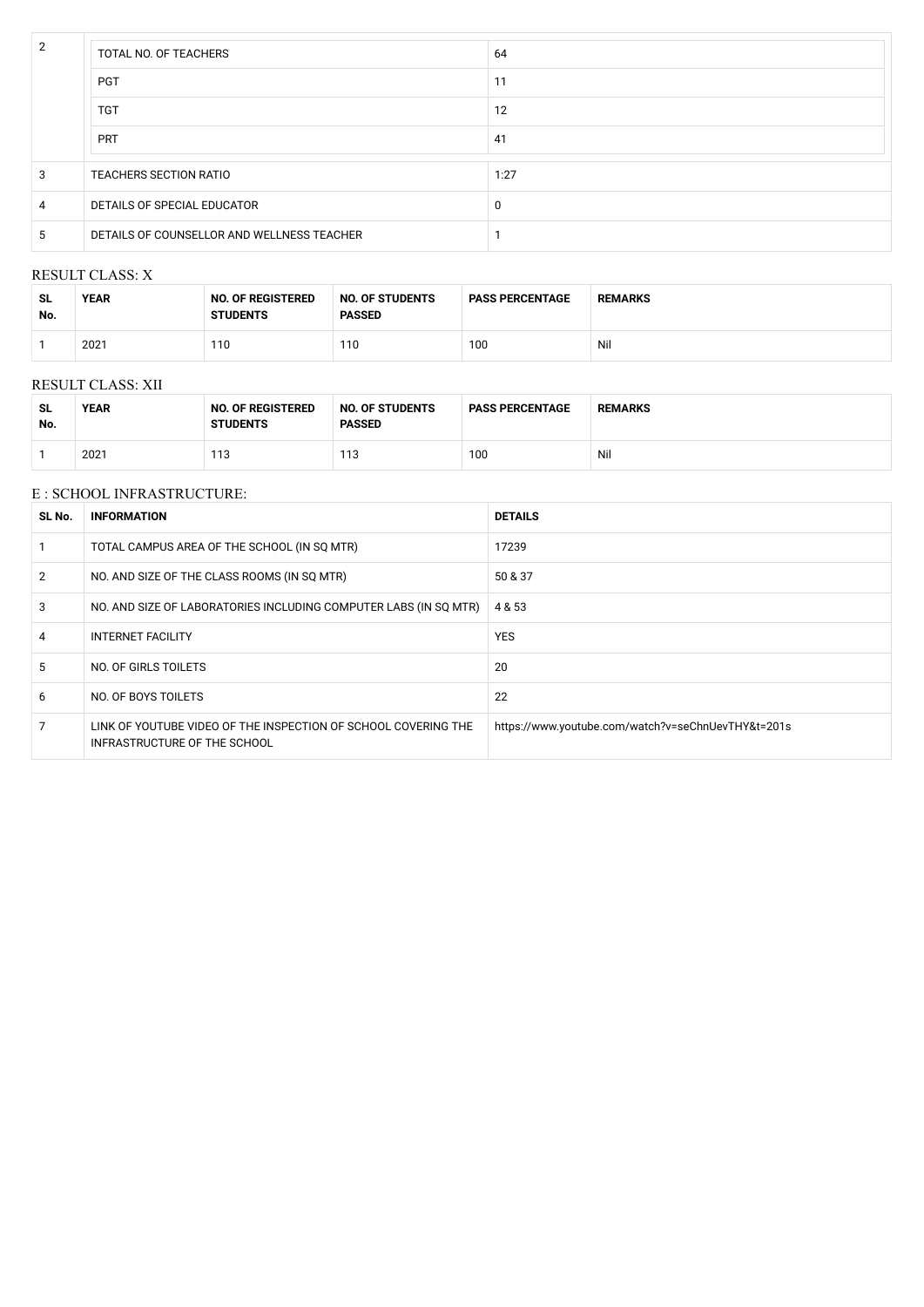| | | |
|---|---|---|
| 2 | TOTAL NO. OF TEACHERS | 64 |
| | PGT | 11 |
| | TGT | 12 |
| | PRT | 41 |
| 3 | TEACHERS SECTION RATIO | 1:27 |
| 4 | DETAILS OF SPECIAL EDUCATOR | 0 |
| 5 | DETAILS OF COUNSELLOR AND WELLNESS TEACHER | 1 |

## RESULT CLASS: X

| SL No. | YEAR | NO. OF REGISTERED STUDENTS | NO. OF STUDENTS PASSED | PASS PERCENTAGE | REMARKS |
|---|---|---|---|---|---|
| 1 | 2021 | 110 | 110 | 100 | Nil |

## RESULT CLASS: XII

| SL No. | YEAR | NO. OF REGISTERED STUDENTS | NO. OF STUDENTS PASSED | PASS PERCENTAGE | REMARKS |
|---|---|---|---|---|---|
| 1 | 2021 | 113 | 113 | 100 | Nil |

## E : SCHOOL INFRASTRUCTURE:

| SL No. | INFORMATION | DETAILS |
|---|---|---|
| 1 | TOTAL CAMPUS AREA OF THE SCHOOL (IN SQ MTR) | 17239 |
| 2 | NO. AND SIZE OF THE CLASS ROOMS (IN SQ MTR) | 50 & 37 |
| 3 | NO. AND SIZE OF LABORATORIES INCLUDING COMPUTER LABS (IN SQ MTR) | 4 & 53 |
| 4 | INTERNET FACILITY | YES |
| 5 | NO. OF GIRLS TOILETS | 20 |
| 6 | NO. OF BOYS TOILETS | 22 |
| 7 | LINK OF YOUTUBE VIDEO OF THE INSPECTION OF SCHOOL COVERING THE INFRASTRUCTURE OF THE SCHOOL | https://www.youtube.com/watch?v=seChnUevTHY&t=201s |